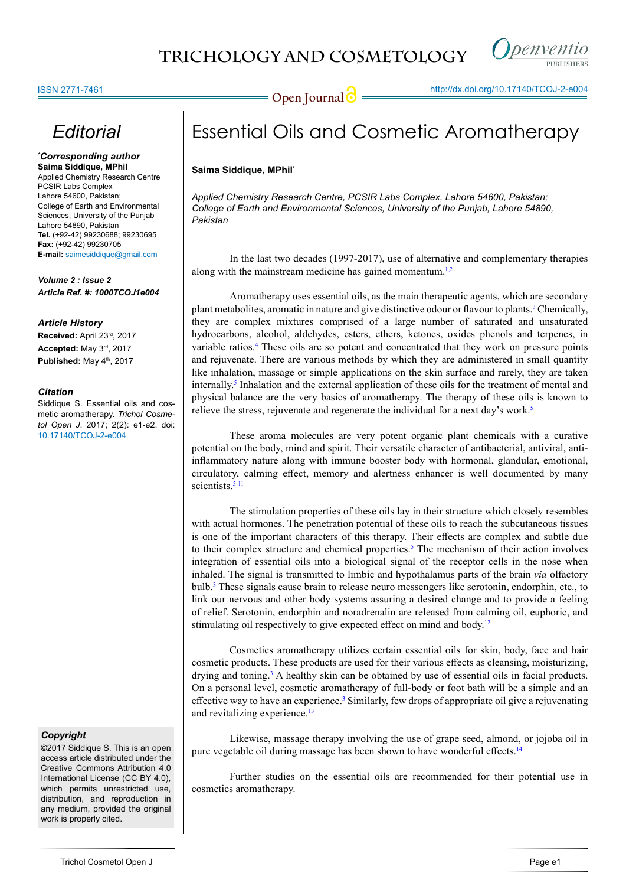# Editorial

# Essential Oils and Cosmetic Aromatherapy

**Saima Siddique, MPhil***

*Applied Chemistry Research Centre, PCSIR Labs Complex, Lahore 54600, Pakistan; College of Earth and Environmental Sciences, University of the Punjab, Lahore 54890, Pakistan*

***Corresponding author**
**Saima Siddique, MPhil**
Applied Chemistry Research Centre
PCSIR Labs Complex
Lahore 54600, Pakistan;
College of Earth and Environmental Sciences, University of the Punjab
Lahore 54890, Pakistan
**Tel.** (+92-42) 99230688; 99230695
**Fax:** (+92-42) 99230705
**E-mail:** saimesiddique@gmail.com

***Volume 2 : Issue 2***
***Article Ref. #: 1000TCOJ1e004***

### *Article History*

**Received:** April 23rd, 2017
**Accepted:** May 3rd, 2017
**Published:** May 4th, 2017

### *Citation*

Siddique S. Essential oils and cosmetic aromatherapy. *Trichol Cosmetol Open J*. 2017; 2(2): e1-e2. doi: 10.17140/TCOJ-2-e004

### *Copyright*

©2017 Siddique S. This is an open access article distributed under the Creative Commons Attribution 4.0 International License (CC BY 4.0), which permits unrestricted use, distribution, and reproduction in any medium, provided the original work is properly cited.

In the last two decades (1997-2017), use of alternative and complementary therapies along with the mainstream medicine has gained momentum.[1,2]

Aromatherapy uses essential oils, as the main therapeutic agents, which are secondary plant metabolites, aromatic in nature and give distinctive odour or flavour to plants.[3] Chemically, they are complex mixtures comprised of a large number of saturated and unsaturated hydrocarbons, alcohol, aldehydes, esters, ethers, ketones, oxides phenols and terpenes, in variable ratios.[4] These oils are so potent and concentrated that they work on pressure points and rejuvenate. There are various methods by which they are administered in small quantity like inhalation, massage or simple applications on the skin surface and rarely, they are taken internally.[5] Inhalation and the external application of these oils for the treatment of mental and physical balance are the very basics of aromatherapy. The therapy of these oils is known to relieve the stress, rejuvenate and regenerate the individual for a next day's work.[5]

These aroma molecules are very potent organic plant chemicals with a curative potential on the body, mind and spirit. Their versatile character of antibacterial, antiviral, anti-inflammatory nature along with immune booster body with hormonal, glandular, emotional, circulatory, calming effect, memory and alertness enhancer is well documented by many scientists.[5-11]

The stimulation properties of these oils lay in their structure which closely resembles with actual hormones. The penetration potential of these oils to reach the subcutaneous tissues is one of the important characters of this therapy. Their effects are complex and subtle due to their complex structure and chemical properties.[5] The mechanism of their action involves integration of essential oils into a biological signal of the receptor cells in the nose when inhaled. The signal is transmitted to limbic and hypothalamus parts of the brain *via* olfactory bulb.[3] These signals cause brain to release neuro messengers like serotonin, endorphin, etc., to link our nervous and other body systems assuring a desired change and to provide a feeling of relief. Serotonin, endorphin and noradrenalin are released from calming oil, euphoric, and stimulating oil respectively to give expected effect on mind and body.[12]

Cosmetics aromatherapy utilizes certain essential oils for skin, body, face and hair cosmetic products. These products are used for their various effects as cleansing, moisturizing, drying and toning.[3] A healthy skin can be obtained by use of essential oils in facial products. On a personal level, cosmetic aromatherapy of full-body or foot bath will be a simple and an effective way to have an experience.[3] Similarly, few drops of appropriate oil give a rejuvenating and revitalizing experience.[13]

Likewise, massage therapy involving the use of grape seed, almond, or jojoba oil in pure vegetable oil during massage has been shown to have wonderful effects.[14]

Further studies on the essential oils are recommended for their potential use in cosmetics aromatherapy.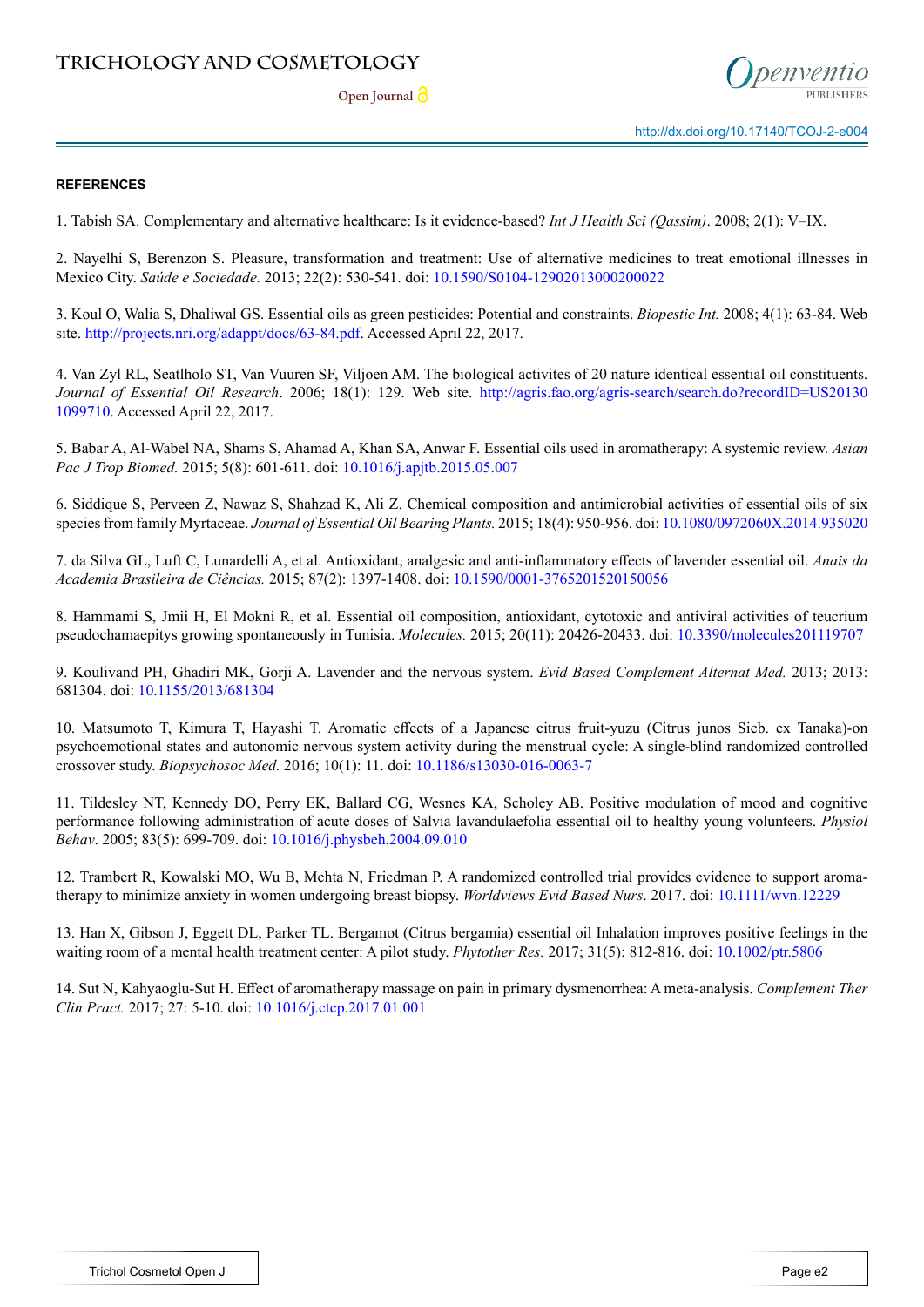**REFERENCES**

1. Tabish SA. Complementary and alternative healthcare: Is it evidence-based? *Int J Health Sci (Qassim)*. 2008; 2(1): V–IX.

2. Nayelhi S, Berenzon S. Pleasure, transformation and treatment: Use of alternative medicines to treat emotional illnesses in Mexico City. *Saúde e Sociedade.* 2013; 22(2): 530-541. doi: 10.1590/S0104-12902013000200022

3. Koul O, Walia S, Dhaliwal GS. Essential oils as green pesticides: Potential and constraints. *Biopestic Int.* 2008; 4(1): 63-84. Web site. http://projects.nri.org/adappt/docs/63-84.pdf. Accessed April 22, 2017.

4. Van Zyl RL, Seatlholo ST, Van Vuuren SF, Viljoen AM. The biological activites of 20 nature identical essential oil constituents. *Journal of Essential Oil Research*. 2006; 18(1): 129. Web site. http://agris.fao.org/agris-search/search.do?recordID=US201301099710. Accessed April 22, 2017.

5. Babar A, Al-Wabel NA, Shams S, Ahamad A, Khan SA, Anwar F. Essential oils used in aromatherapy: A systemic review. *Asian Pac J Trop Biomed.* 2015; 5(8): 601-611. doi: 10.1016/j.apjtb.2015.05.007

6. Siddique S, Perveen Z, Nawaz S, Shahzad K, Ali Z. Chemical composition and antimicrobial activities of essential oils of six species from family Myrtaceae. *Journal of Essential Oil Bearing Plants.* 2015; 18(4): 950-956. doi: 10.1080/0972060X.2014.935020

7. da Silva GL, Luft C, Lunardelli A, et al. Antioxidant, analgesic and anti-inflammatory effects of lavender essential oil. *Anais da Academia Brasileira de Ciências.* 2015; 87(2): 1397-1408. doi: 10.1590/0001-3765201520150056

8. Hammami S, Jmii H, El Mokni R, et al. Essential oil composition, antioxidant, cytotoxic and antiviral activities of teucrium pseudochamaepitys growing spontaneously in Tunisia. *Molecules.* 2015; 20(11): 20426-20433. doi: 10.3390/molecules201119707

9. Koulivand PH, Ghadiri MK, Gorji A. Lavender and the nervous system. *Evid Based Complement Alternat Med.* 2013; 2013: 681304. doi: 10.1155/2013/681304

10. Matsumoto T, Kimura T, Hayashi T. Aromatic effects of a Japanese citrus fruit-yuzu (Citrus junos Sieb. ex Tanaka)-on psychoemotional states and autonomic nervous system activity during the menstrual cycle: A single-blind randomized controlled crossover study. *Biopsychosoc Med.* 2016; 10(1): 11. doi: 10.1186/s13030-016-0063-7

11. Tildesley NT, Kennedy DO, Perry EK, Ballard CG, Wesnes KA, Scholey AB. Positive modulation of mood and cognitive performance following administration of acute doses of Salvia lavandulaefolia essential oil to healthy young volunteers. *Physiol Behav*. 2005; 83(5): 699-709. doi: 10.1016/j.physbeh.2004.09.010

12. Trambert R, Kowalski MO, Wu B, Mehta N, Friedman P. A randomized controlled trial provides evidence to support aromatherapy to minimize anxiety in women undergoing breast biopsy. *Worldviews Evid Based Nurs*. 2017. doi: 10.1111/wvn.12229

13. Han X, Gibson J, Eggett DL, Parker TL. Bergamot (Citrus bergamia) essential oil Inhalation improves positive feelings in the waiting room of a mental health treatment center: A pilot study. *Phytother Res.* 2017; 31(5): 812-816. doi: 10.1002/ptr.5806

14. Sut N, Kahyaoglu-Sut H. Effect of aromatherapy massage on pain in primary dysmenorrhea: A meta-analysis. *Complement Ther Clin Pract.* 2017; 27: 5-10. doi: 10.1016/j.ctcp.2017.01.001